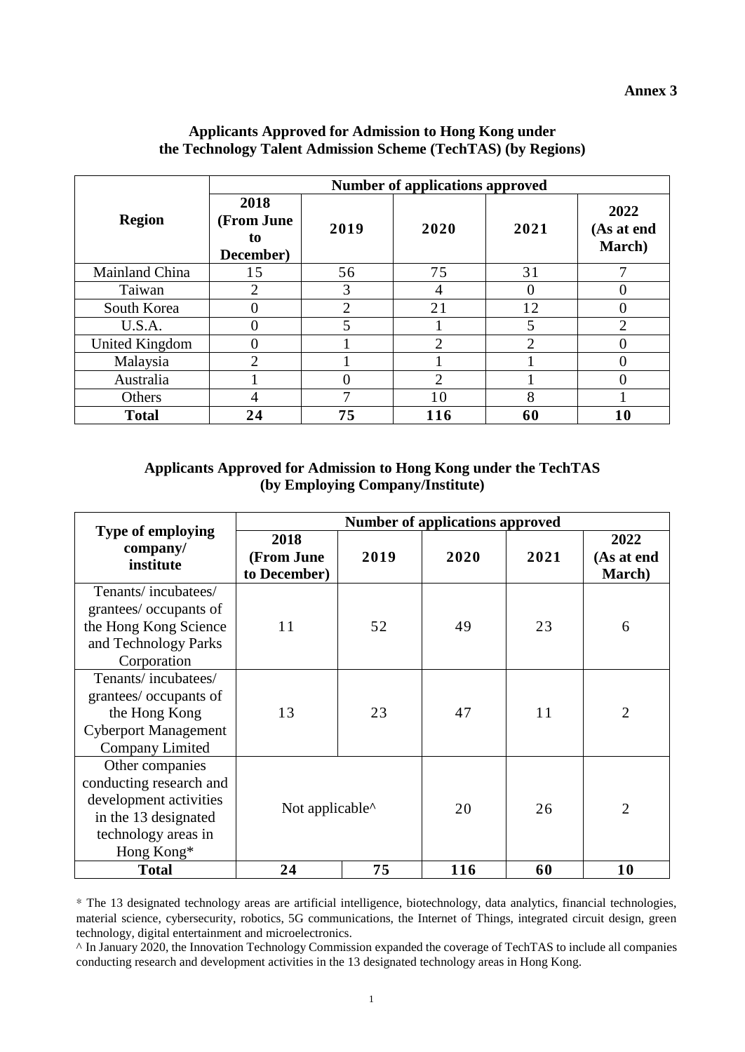**Annex 3**

## Applicants Approved for Admission to Hong Kong under the Technology Talent Admission Scheme (TechTAS) (by Regions)

| Region | Number of applications approved | | | | |
|---|---|---|---|---|---|
| | **2018 (From June to December)** | **2019** | **2020** | **2021** | **2022 (As at end March)** |
| Mainland China | 15 | 56 | 75 | 31 | 7 |
| Taiwan | 2 | 3 | 4 | 0 | 0 |
| South Korea | 0 | 2 | 21 | 12 | 0 |
| U.S.A. | 0 | 5 | 1 | 5 | 2 |
| United Kingdom | 0 | 1 | 2 | 2 | 0 |
| Malaysia | 2 | 1 | 1 | 1 | 0 |
| Australia | 1 | 0 | 2 | 1 | 0 |
| Others | 4 | 7 | 10 | 8 | 1 |
| **Total** | **24** | **75** | **116** | **60** | **10** |

## Applicants Approved for Admission to Hong Kong under the TechTAS (by Employing Company/Institute)

| Type of employing company/ institute | Number of applications approved | | | | |
|---|---|---|---|---|---|
| | **2018 (From June to December)** | **2019** | **2020** | **2021** | **2022 (As at end March)** |
| Tenants/ incubatees/ grantees/ occupants of the Hong Kong Science and Technology Parks Corporation | 11 | 52 | 49 | 23 | 6 |
| Tenants/ incubatees/ grantees/ occupants of the Hong Kong Cyberport Management Company Limited | 13 | 23 | 47 | 11 | 2 |
| Other companies conducting research and development activities in the 13 designated technology areas in Hong Kong* | Not applicable^ | | 20 | 26 | 2 |
| **Total** | **24** | **75** | **116** | **60** | **10** |

* The 13 designated technology areas are artificial intelligence, biotechnology, data analytics, financial technologies, material science, cybersecurity, robotics, 5G communications, the Internet of Things, integrated circuit design, green technology, digital entertainment and microelectronics.

^ In January 2020, the Innovation Technology Commission expanded the coverage of TechTAS to include all companies conducting research and development activities in the 13 designated technology areas in Hong Kong.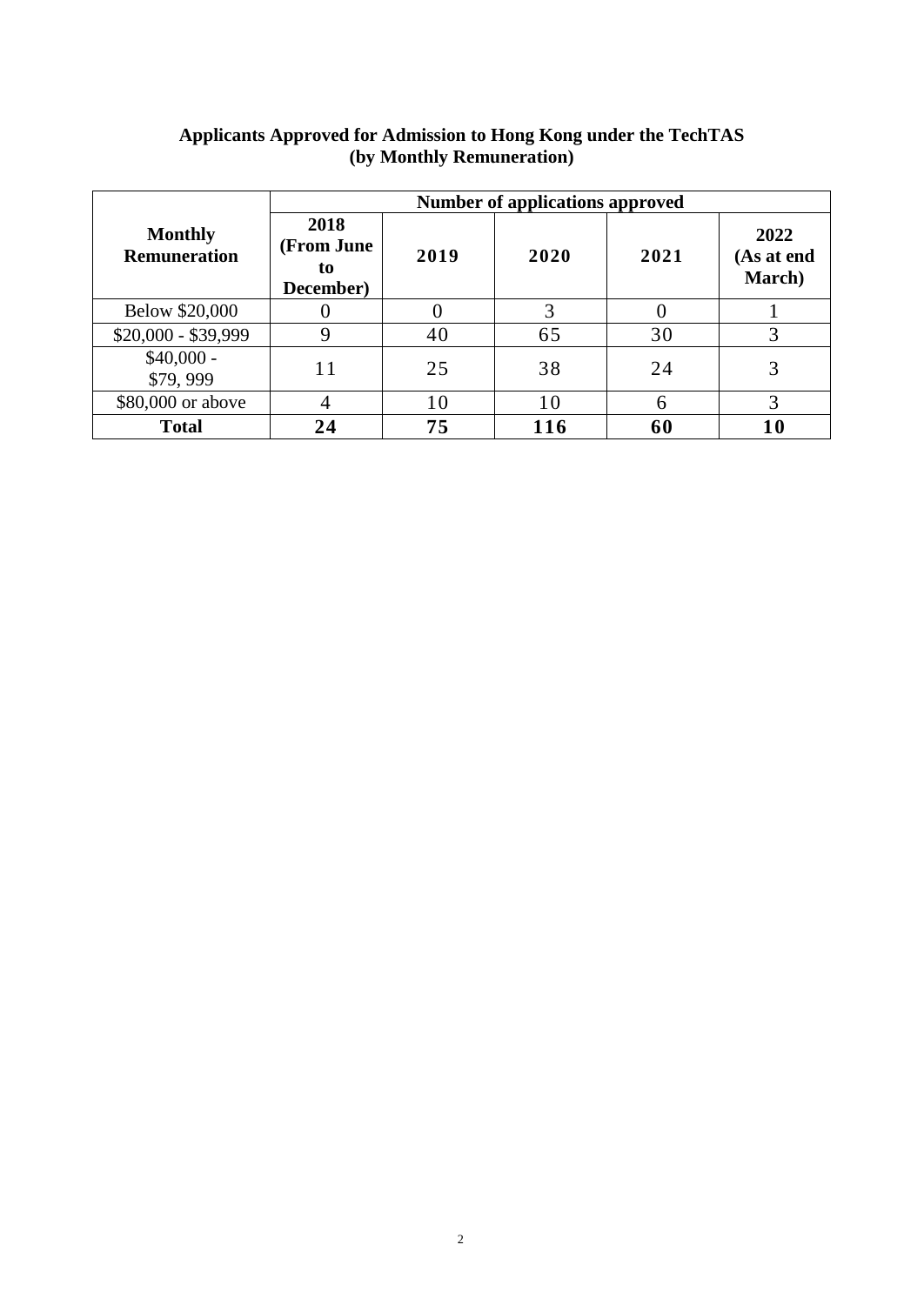**Applicants Approved for Admission to Hong Kong under the TechTAS**
**(by Monthly Remuneration)**

| Monthly Remuneration | Number of applications approved | | | | |
|---|---|---|---|---|---|
| | **2018 (From June to December)** | **2019** | **2020** | **2021** | **2022 (As at end March)** |
| Below $20,000 | 0 | 0 | 3 | 0 | 1 |
| $20,000 - $39,999 | 9 | 40 | 65 | 30 | 3 |
| $40,000 - $79, 999 | 11 | 25 | 38 | 24 | 3 |
| $80,000 or above | 4 | 10 | 10 | 6 | 3 |
| **Total** | **24** | **75** | **116** | **60** | **10** |